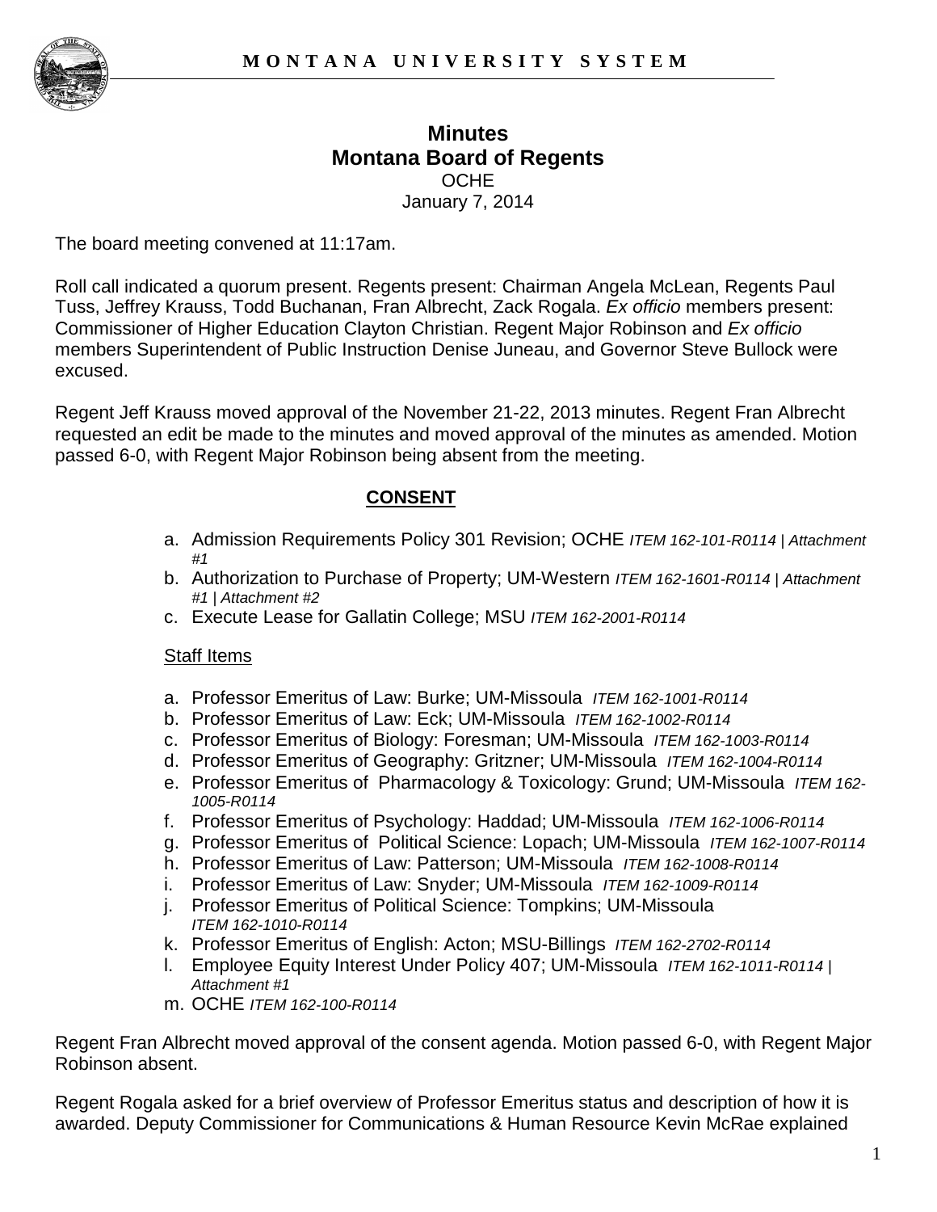**MONTANA UNIVERSITY SYSTEM**

# Minutes
# Montana Board of Regents

OCHE
January 7, 2014

The board meeting convened at 11:17am.

Roll call indicated a quorum present. Regents present: Chairman Angela McLean, Regents Paul Tuss, Jeffrey Krauss, Todd Buchanan, Fran Albrecht, Zack Rogala. *Ex officio* members present: Commissioner of Higher Education Clayton Christian. Regent Major Robinson and *Ex officio* members Superintendent of Public Instruction Denise Juneau, and Governor Steve Bullock were excused.

Regent Jeff Krauss moved approval of the November 21-22, 2013 minutes. Regent Fran Albrecht requested an edit be made to the minutes and moved approval of the minutes as amended. Motion passed 6-0, with Regent Major Robinson being absent from the meeting.

## CONSENT

a. Admission Requirements Policy 301 Revision; OCHE *ITEM 162-101-R0114 | Attachment #1*
b. Authorization to Purchase of Property; UM-Western *ITEM 162-1601-R0114 | Attachment #1 | Attachment #2*
c. Execute Lease for Gallatin College; MSU *ITEM 162-2001-R0114*

Staff Items

a. Professor Emeritus of Law: Burke; UM-Missoula *ITEM 162-1001-R0114*
b. Professor Emeritus of Law: Eck; UM-Missoula *ITEM 162-1002-R0114*
c. Professor Emeritus of Biology: Foresman; UM-Missoula *ITEM 162-1003-R0114*
d. Professor Emeritus of Geography: Gritzner; UM-Missoula *ITEM 162-1004-R0114*
e. Professor Emeritus of Pharmacology & Toxicology: Grund; UM-Missoula *ITEM 162-1005-R0114*
f. Professor Emeritus of Psychology: Haddad; UM-Missoula *ITEM 162-1006-R0114*
g. Professor Emeritus of Political Science: Lopach; UM-Missoula *ITEM 162-1007-R0114*
h. Professor Emeritus of Law: Patterson; UM-Missoula *ITEM 162-1008-R0114*
i. Professor Emeritus of Law: Snyder; UM-Missoula *ITEM 162-1009-R0114*
j. Professor Emeritus of Political Science: Tompkins; UM-Missoula *ITEM 162-1010-R0114*
k. Professor Emeritus of English: Acton; MSU-Billings *ITEM 162-2702-R0114*
l. Employee Equity Interest Under Policy 407; UM-Missoula *ITEM 162-1011-R0114 | Attachment #1*
m. OCHE *ITEM 162-100-R0114*

Regent Fran Albrecht moved approval of the consent agenda. Motion passed 6-0, with Regent Major Robinson absent.

Regent Rogala asked for a brief overview of Professor Emeritus status and description of how it is awarded. Deputy Commissioner for Communications & Human Resource Kevin McRae explained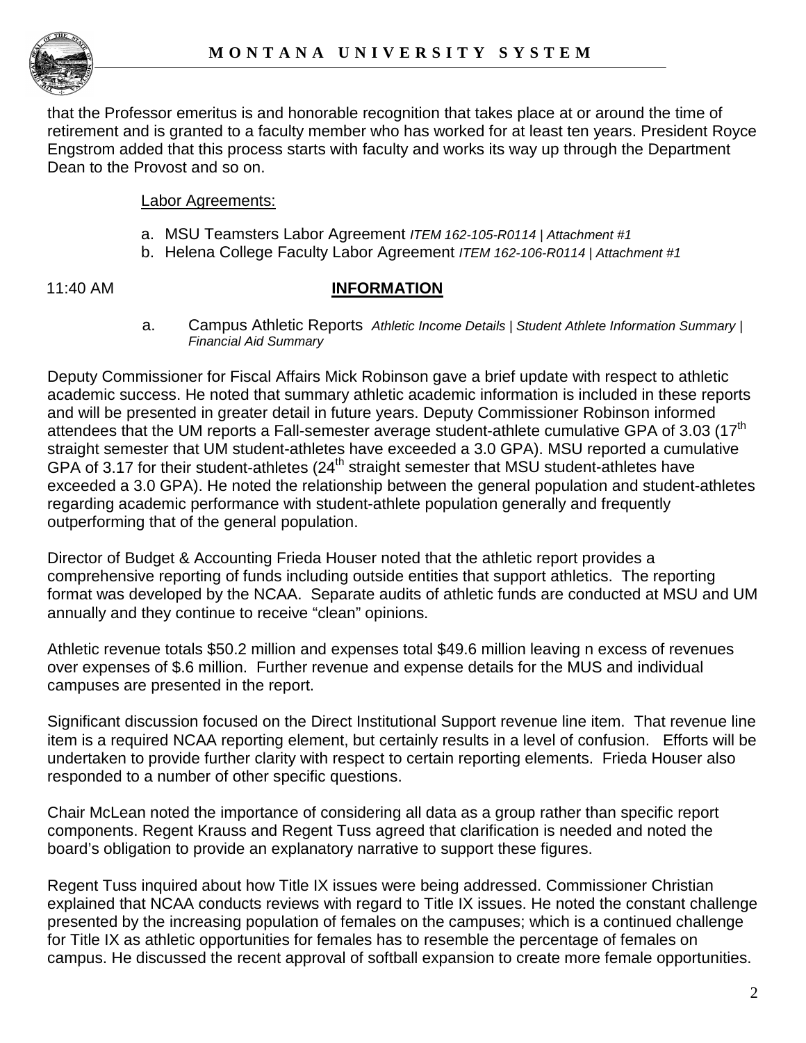that the Professor emeritus is and honorable recognition that takes place at or around the time of retirement and is granted to a faculty member who has worked for at least ten years. President Royce Engstrom added that this process starts with faculty and works its way up through the Department Dean to the Provost and so on.

Labor Agreements:

a. MSU Teamsters Labor Agreement *ITEM 162-105-R0114 | Attachment #1*
b. Helena College Faculty Labor Agreement *ITEM 162-106-R0114 | Attachment #1*

11:40 AM **INFORMATION**

a. Campus Athletic Reports *Athletic Income Details | Student Athlete Information Summary | Financial Aid Summary*

Deputy Commissioner for Fiscal Affairs Mick Robinson gave a brief update with respect to athletic academic success. He noted that summary athletic academic information is included in these reports and will be presented in greater detail in future years. Deputy Commissioner Robinson informed attendees that the UM reports a Fall-semester average student-athlete cumulative GPA of 3.03 (17th straight semester that UM student-athletes have exceeded a 3.0 GPA). MSU reported a cumulative GPA of 3.17 for their student-athletes (24th straight semester that MSU student-athletes have exceeded a 3.0 GPA). He noted the relationship between the general population and student-athletes regarding academic performance with student-athlete population generally and frequently outperforming that of the general population.

Director of Budget & Accounting Frieda Houser noted that the athletic report provides a comprehensive reporting of funds including outside entities that support athletics. The reporting format was developed by the NCAA. Separate audits of athletic funds are conducted at MSU and UM annually and they continue to receive "clean" opinions.

Athletic revenue totals $50.2 million and expenses total $49.6 million leaving n excess of revenues over expenses of $.6 million. Further revenue and expense details for the MUS and individual campuses are presented in the report.

Significant discussion focused on the Direct Institutional Support revenue line item. That revenue line item is a required NCAA reporting element, but certainly results in a level of confusion. Efforts will be undertaken to provide further clarity with respect to certain reporting elements. Frieda Houser also responded to a number of other specific questions.

Chair McLean noted the importance of considering all data as a group rather than specific report components. Regent Krauss and Regent Tuss agreed that clarification is needed and noted the board's obligation to provide an explanatory narrative to support these figures.

Regent Tuss inquired about how Title IX issues were being addressed. Commissioner Christian explained that NCAA conducts reviews with regard to Title IX issues. He noted the constant challenge presented by the increasing population of females on the campuses; which is a continued challenge for Title IX as athletic opportunities for females has to resemble the percentage of females on campus. He discussed the recent approval of softball expansion to create more female opportunities.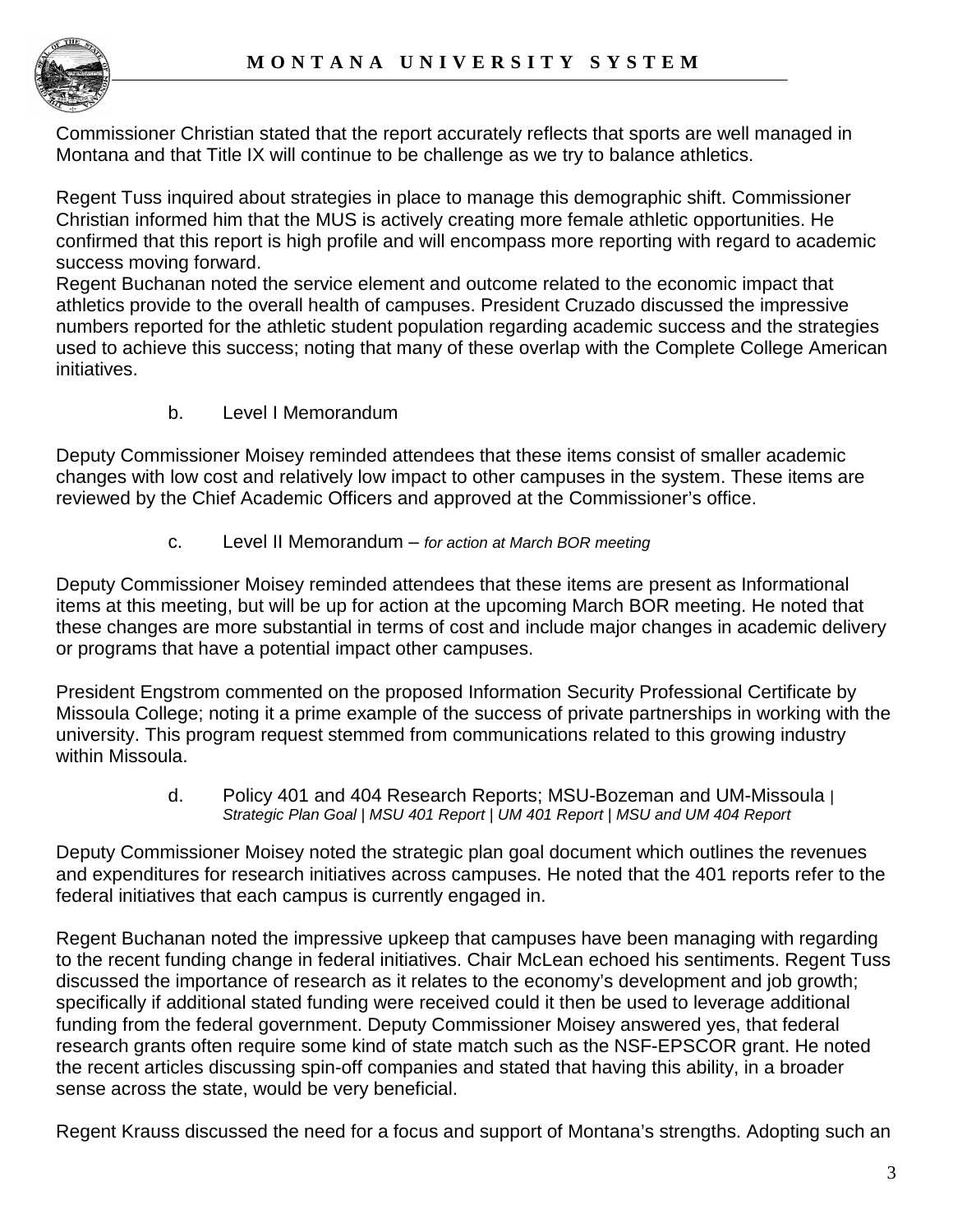Commissioner Christian stated that the report accurately reflects that sports are well managed in Montana and that Title IX will continue to be challenge as we try to balance athletics.

Regent Tuss inquired about strategies in place to manage this demographic shift. Commissioner Christian informed him that the MUS is actively creating more female athletic opportunities. He confirmed that this report is high profile and will encompass more reporting with regard to academic success moving forward.
Regent Buchanan noted the service element and outcome related to the economic impact that athletics provide to the overall health of campuses. President Cruzado discussed the impressive numbers reported for the athletic student population regarding academic success and the strategies used to achieve this success; noting that many of these overlap with the Complete College American initiatives.

b. Level I Memorandum

Deputy Commissioner Moisey reminded attendees that these items consist of smaller academic changes with low cost and relatively low impact to other campuses in the system. These items are reviewed by the Chief Academic Officers and approved at the Commissioner's office.

c. Level II Memorandum – *for action at March BOR meeting*

Deputy Commissioner Moisey reminded attendees that these items are present as Informational items at this meeting, but will be up for action at the upcoming March BOR meeting. He noted that these changes are more substantial in terms of cost and include major changes in academic delivery or programs that have a potential impact other campuses.

President Engstrom commented on the proposed Information Security Professional Certificate by Missoula College; noting it a prime example of the success of private partnerships in working with the university. This program request stemmed from communications related to this growing industry within Missoula.

d. Policy 401 and 404 Research Reports; MSU-Bozeman and UM-Missoula | *Strategic Plan Goal | MSU 401 Report | UM 401 Report | MSU and UM 404 Report*

Deputy Commissioner Moisey noted the strategic plan goal document which outlines the revenues and expenditures for research initiatives across campuses. He noted that the 401 reports refer to the federal initiatives that each campus is currently engaged in.

Regent Buchanan noted the impressive upkeep that campuses have been managing with regarding to the recent funding change in federal initiatives. Chair McLean echoed his sentiments. Regent Tuss discussed the importance of research as it relates to the economy's development and job growth; specifically if additional stated funding were received could it then be used to leverage additional funding from the federal government. Deputy Commissioner Moisey answered yes, that federal research grants often require some kind of state match such as the NSF-EPSCOR grant. He noted the recent articles discussing spin-off companies and stated that having this ability, in a broader sense across the state, would be very beneficial.

Regent Krauss discussed the need for a focus and support of Montana's strengths. Adopting such an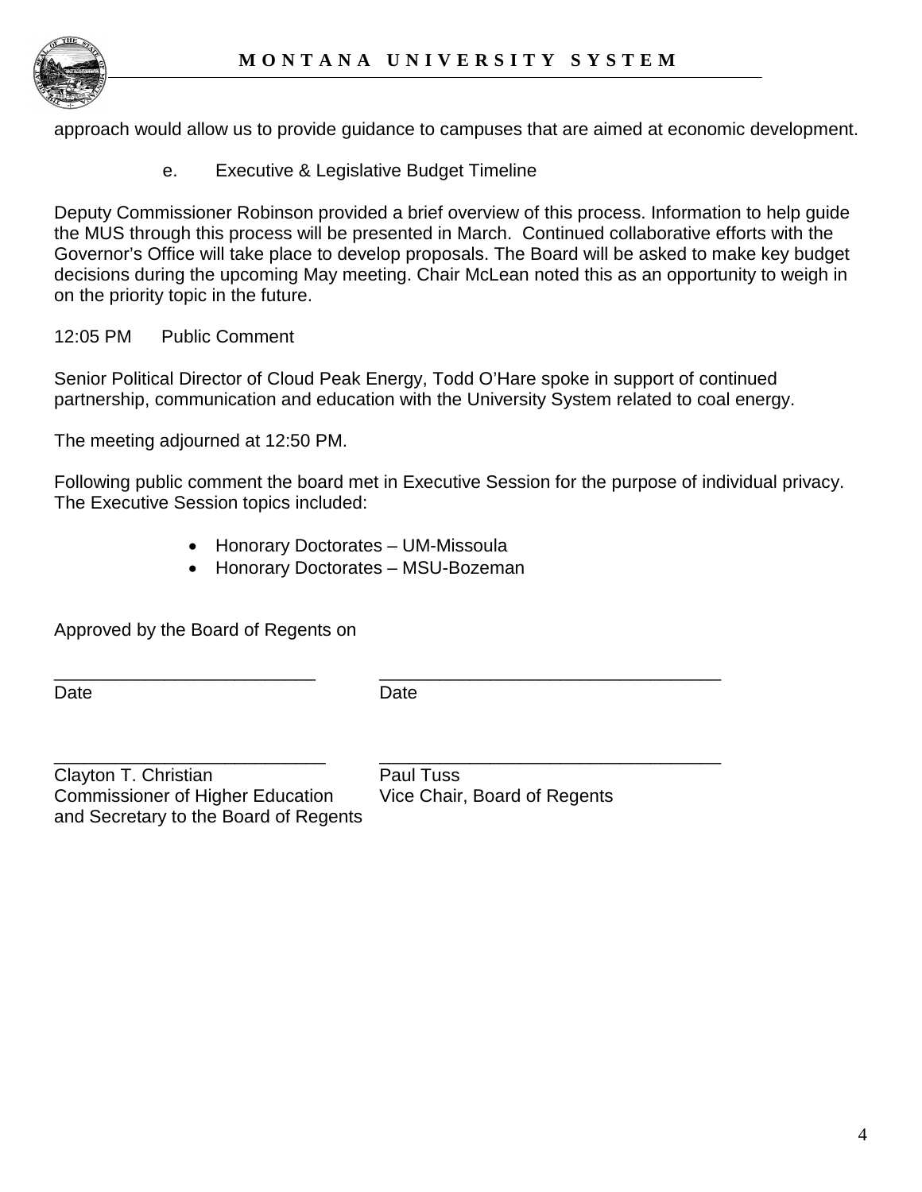approach would allow us to provide guidance to campuses that are aimed at economic development.

e. Executive & Legislative Budget Timeline

Deputy Commissioner Robinson provided a brief overview of this process. Information to help guide the MUS through this process will be presented in March. Continued collaborative efforts with the Governor's Office will take place to develop proposals. The Board will be asked to make key budget decisions during the upcoming May meeting. Chair McLean noted this as an opportunity to weigh in on the priority topic in the future.

12:05 PM Public Comment

Senior Political Director of Cloud Peak Energy, Todd O'Hare spoke in support of continued partnership, communication and education with the University System related to coal energy.

The meeting adjourned at 12:50 PM.

Following public comment the board met in Executive Session for the purpose of individual privacy. The Executive Session topics included:

- Honorary Doctorates – UM-Missoula
- Honorary Doctorates – MSU-Bozeman

Approved by the Board of Regents on

| | |
|---|---|
| ___________________________ | ___________________________________ |
| Date | Date |
| ___________________________ | ___________________________________ |
| Clayton T. Christian<br>Commissioner of Higher Education<br>and Secretary to the Board of Regents | Paul Tuss<br>Vice Chair, Board of Regents |